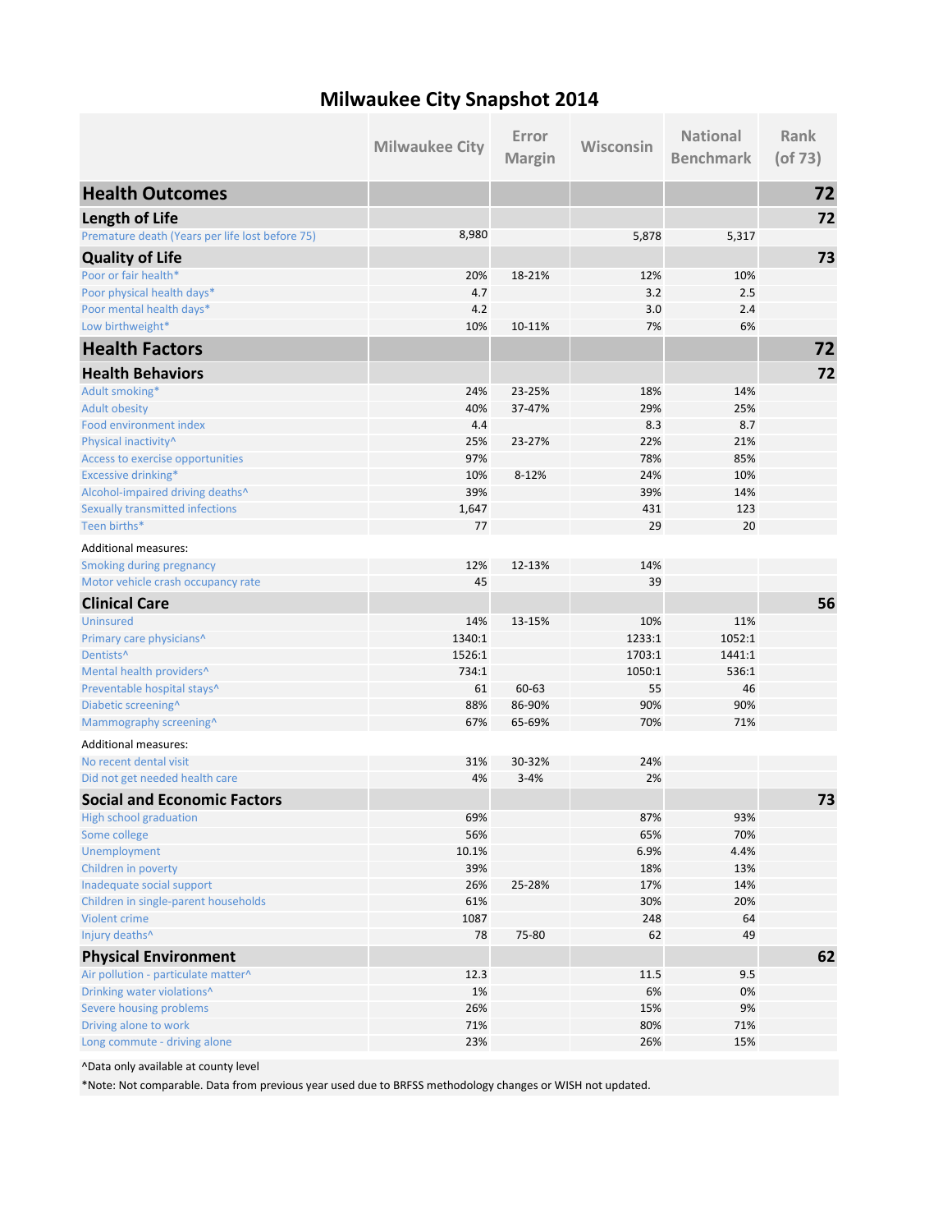# Milwaukee City Snapshot 2014

| | Milwaukee City | Error Margin | Wisconsin | National Benchmark | Rank (of 73) |
|---|---|---|---|---|---|
| **Health Outcomes** | | | | | **72** |
| **Length of Life** | | | | | **72** |
| Premature death (Years per life lost before 75) | 8,980 | | 5,878 | 5,317 | |
| **Quality of Life** | | | | | **73** |
| Poor or fair health* | 20% | 18-21% | 12% | 10% | |
| Poor physical health days* | 4.7 | | 3.2 | 2.5 | |
| Poor mental health days* | 4.2 | | 3.0 | 2.4 | |
| Low birthweight* | 10% | 10-11% | 7% | 6% | |
| **Health Factors** | | | | | **72** |
| **Health Behaviors** | | | | | **72** |
| Adult smoking* | 24% | 23-25% | 18% | 14% | |
| Adult obesity | 40% | 37-47% | 29% | 25% | |
| Food environment index | 4.4 | | 8.3 | 8.7 | |
| Physical inactivity^ | 25% | 23-27% | 22% | 21% | |
| Access to exercise opportunities | 97% | | 78% | 85% | |
| Excessive drinking* | 10% | 8-12% | 24% | 10% | |
| Alcohol-impaired driving deaths^ | 39% | | 39% | 14% | |
| Sexually transmitted infections | 1,647 | | 431 | 123 | |
| Teen births* | 77 | | 29 | 20 | |
| Additional measures: | | | | | |
| Smoking during pregnancy | 12% | 12-13% | 14% | | |
| Motor vehicle crash occupancy rate | 45 | | 39 | | |
| **Clinical Care** | | | | | **56** |
| Uninsured | 14% | 13-15% | 10% | 11% | |
| Primary care physicians^ | 1340:1 | | 1233:1 | 1052:1 | |
| Dentists^ | 1526:1 | | 1703:1 | 1441:1 | |
| Mental health providers^ | 734:1 | | 1050:1 | 536:1 | |
| Preventable hospital stays^ | 61 | 60-63 | 55 | 46 | |
| Diabetic screening^ | 88% | 86-90% | 90% | 90% | |
| Mammography screening^ | 67% | 65-69% | 70% | 71% | |
| Additional measures: | | | | | |
| No recent dental visit | 31% | 30-32% | 24% | | |
| Did not get needed health care | 4% | 3-4% | 2% | | |
| **Social and Economic Factors** | | | | | **73** |
| High school graduation | 69% | | 87% | 93% | |
| Some college | 56% | | 65% | 70% | |
| Unemployment | 10.1% | | 6.9% | 4.4% | |
| Children in poverty | 39% | | 18% | 13% | |
| Inadequate social support | 26% | 25-28% | 17% | 14% | |
| Children in single-parent households | 61% | | 30% | 20% | |
| Violent crime | 1087 | | 248 | 64 | |
| Injury deaths^ | 78 | 75-80 | 62 | 49 | |
| **Physical Environment** | | | | | **62** |
| Air pollution - particulate matter^ | 12.3 | | 11.5 | 9.5 | |
| Drinking water violations^ | 1% | | 6% | 0% | |
| Severe housing problems | 26% | | 15% | 9% | |
| Driving alone to work | 71% | | 80% | 71% | |
| Long commute - driving alone | 23% | | 26% | 15% | |

^Data only available at county level

*Note: Not comparable. Data from previous year used due to BRFSS methodology changes or WISH not updated.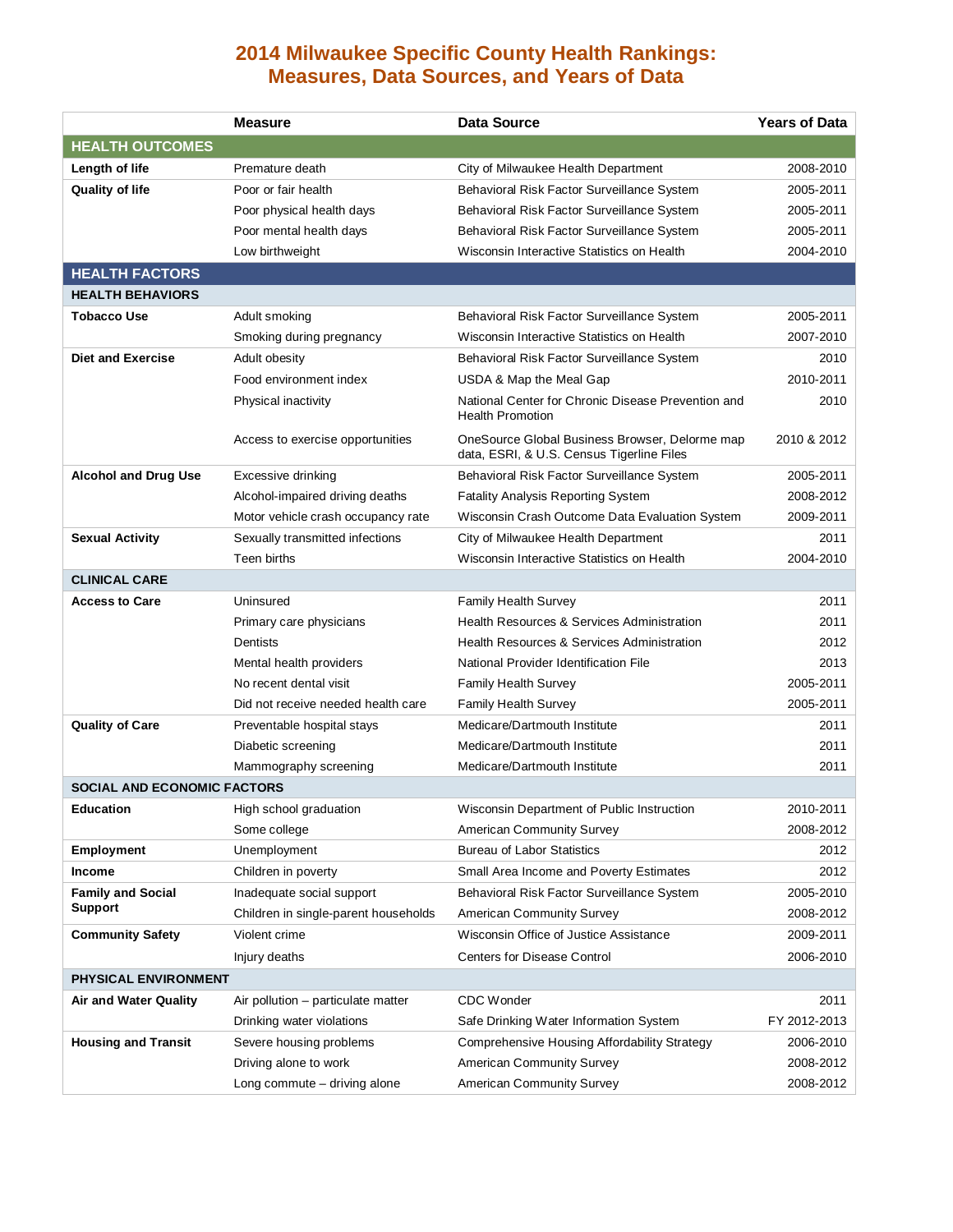# 2014 Milwaukee Specific County Health Rankings: Measures, Data Sources, and Years of Data

| | Measure | Data Source | Years of Data |
|---|---|---|---|
| **HEALTH OUTCOMES** | | | |
| **Length of life** | Premature death | City of Milwaukee Health Department | 2008-2010 |
| **Quality of life** | Poor or fair health | Behavioral Risk Factor Surveillance System | 2005-2011 |
| | Poor physical health days | Behavioral Risk Factor Surveillance System | 2005-2011 |
| | Poor mental health days | Behavioral Risk Factor Surveillance System | 2005-2011 |
| | Low birthweight | Wisconsin Interactive Statistics on Health | 2004-2010 |
| **HEALTH FACTORS** | | | |
| **HEALTH BEHAVIORS** | | | |
| **Tobacco Use** | Adult smoking | Behavioral Risk Factor Surveillance System | 2005-2011 |
| | Smoking during pregnancy | Wisconsin Interactive Statistics on Health | 2007-2010 |
| **Diet and Exercise** | Adult obesity | Behavioral Risk Factor Surveillance System | 2010 |
| | Food environment index | USDA & Map the Meal Gap | 2010-2011 |
| | Physical inactivity | National Center for Chronic Disease Prevention and Health Promotion | 2010 |
| | Access to exercise opportunities | OneSource Global Business Browser, Delorme map data, ESRI, & U.S. Census Tigerline Files | 2010 & 2012 |
| **Alcohol and Drug Use** | Excessive drinking | Behavioral Risk Factor Surveillance System | 2005-2011 |
| | Alcohol-impaired driving deaths | Fatality Analysis Reporting System | 2008-2012 |
| | Motor vehicle crash occupancy rate | Wisconsin Crash Outcome Data Evaluation System | 2009-2011 |
| **Sexual Activity** | Sexually transmitted infections | City of Milwaukee Health Department | 2011 |
| | Teen births | Wisconsin Interactive Statistics on Health | 2004-2010 |
| **CLINICAL CARE** | | | |
| **Access to Care** | Uninsured | Family Health Survey | 2011 |
| | Primary care physicians | Health Resources & Services Administration | 2011 |
| | Dentists | Health Resources & Services Administration | 2012 |
| | Mental health providers | National Provider Identification File | 2013 |
| | No recent dental visit | Family Health Survey | 2005-2011 |
| | Did not receive needed health care | Family Health Survey | 2005-2011 |
| **Quality of Care** | Preventable hospital stays | Medicare/Dartmouth Institute | 2011 |
| | Diabetic screening | Medicare/Dartmouth Institute | 2011 |
| | Mammography screening | Medicare/Dartmouth Institute | 2011 |
| **SOCIAL AND ECONOMIC FACTORS** | | | |
| **Education** | High school graduation | Wisconsin Department of Public Instruction | 2010-2011 |
| | Some college | American Community Survey | 2008-2012 |
| **Employment** | Unemployment | Bureau of Labor Statistics | 2012 |
| **Income** | Children in poverty | Small Area Income and Poverty Estimates | 2012 |
| **Family and Social Support** | Inadequate social support | Behavioral Risk Factor Surveillance System | 2005-2010 |
| | Children in single-parent households | American Community Survey | 2008-2012 |
| **Community Safety** | Violent crime | Wisconsin Office of Justice Assistance | 2009-2011 |
| | Injury deaths | Centers for Disease Control | 2006-2010 |
| **PHYSICAL ENVIRONMENT** | | | |
| **Air and Water Quality** | Air pollution – particulate matter | CDC Wonder | 2011 |
| | Drinking water violations | Safe Drinking Water Information System | FY 2012-2013 |
| **Housing and Transit** | Severe housing problems | Comprehensive Housing Affordability Strategy | 2006-2010 |
| | Driving alone to work | American Community Survey | 2008-2012 |
| | Long commute – driving alone | American Community Survey | 2008-2012 |